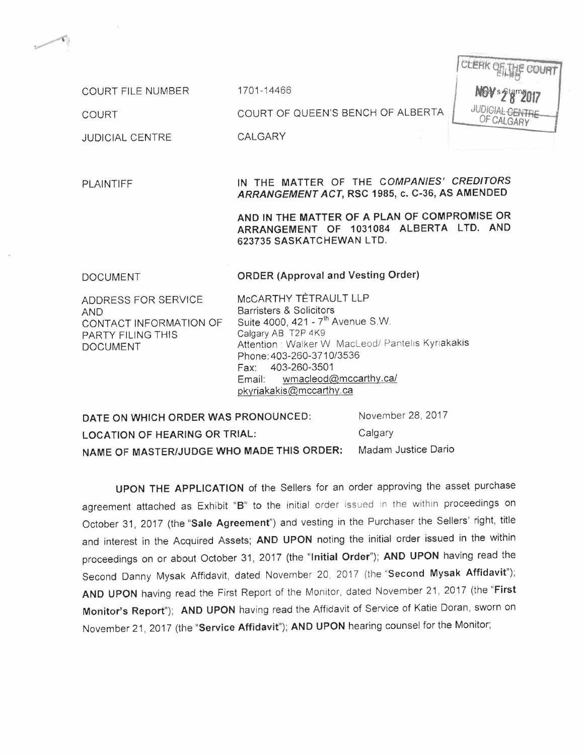CLERK OF THE COURT
FILED
NOV 28 2017
JUDICIAL CENTRE OF CALGARY

| | |
|---|---|
| COURT FILE NUMBER | 1701-14466 |
| COURT | COURT OF QUEEN'S BENCH OF ALBERTA |
| JUDICIAL CENTRE | CALGARY |
| PLAINTIFF | **IN THE MATTER OF THE *COMPANIES' CREDITORS ARRANGEMENT ACT*, RSC 1985, c. C-36, AS AMENDED**<br><br>**AND IN THE MATTER OF A PLAN OF COMPROMISE OR ARRANGEMENT OF 1031084 ALBERTA LTD. AND 623735 SASKATCHEWAN LTD.** |
| DOCUMENT | **ORDER (Approval and Vesting Order)** |
| ADDRESS FOR SERVICE AND CONTACT INFORMATION OF PARTY FILING THIS DOCUMENT | McCARTHY TÉTRAULT LLP<br>Barristers & Solicitors<br>Suite 4000, 421 - 7th Avenue S.W.<br>Calgary AB T2P 4K9<br>Attention : Walker W MacLeod/ Pantelis Kyriakakis<br>Phone: 403-260-3710/3536<br>Fax: 403-260-3501<br>Email: wmacleod@mccarthy.ca/ pkyriakakis@mccarthy.ca |

| | |
|---|---|
| **DATE ON WHICH ORDER WAS PRONOUNCED:** | November 28, 2017 |
| **LOCATION OF HEARING OR TRIAL:** | Calgary |
| **NAME OF MASTER/JUDGE WHO MADE THIS ORDER:** | Madam Justice Dario |

**UPON THE APPLICATION** of the Sellers for an order approving the asset purchase agreement attached as Exhibit "B" to the initial order issued in the within proceedings on October 31, 2017 (the "**Sale Agreement**") and vesting in the Purchaser the Sellers' right, title and interest in the Acquired Assets; **AND UPON** noting the initial order issued in the within proceedings on or about October 31, 2017 (the "**Initial Order**"); **AND UPON** having read the Second Danny Mysak Affidavit, dated November 20, 2017 (the "**Second Mysak Affidavit**"); **AND UPON** having read the First Report of the Monitor, dated November 21, 2017 (the "**First Monitor's Report**"); **AND UPON** having read the Affidavit of Service of Katie Doran, sworn on November 21, 2017 (the "**Service Affidavit**"); **AND UPON** hearing counsel for the Monitor;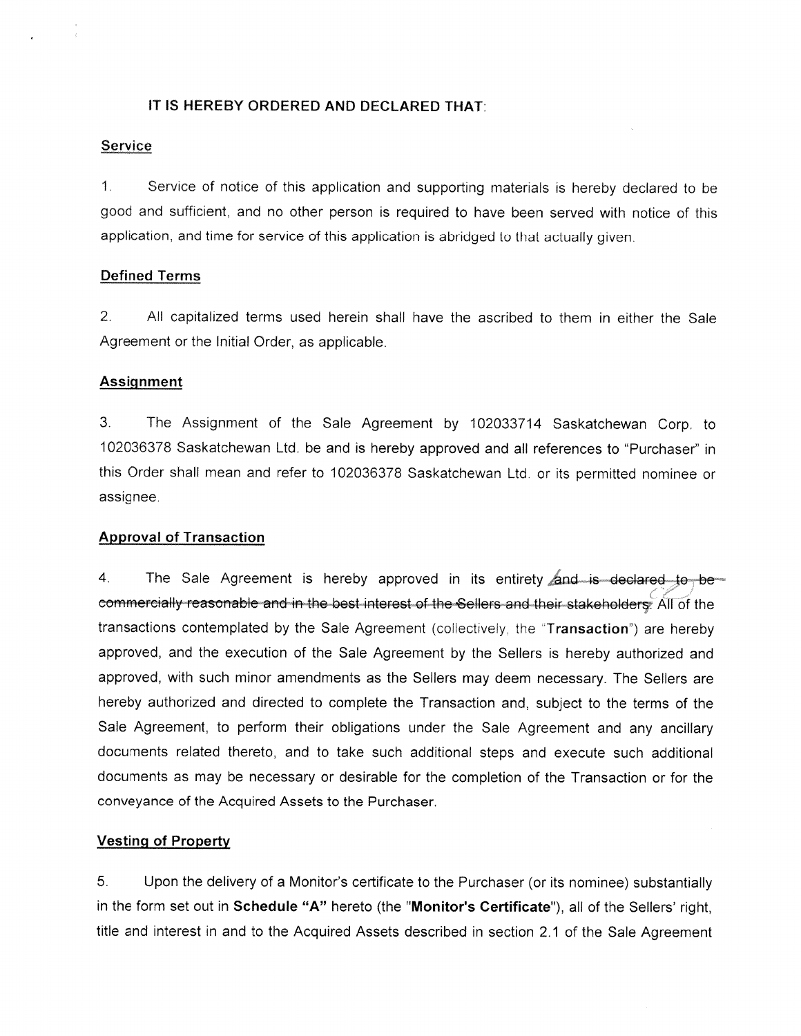**IT IS HEREBY ORDERED AND DECLARED THAT:**

**Service**

1. Service of notice of this application and supporting materials is hereby declared to be good and sufficient, and no other person is required to have been served with notice of this application, and time for service of this application is abridged to that actually given.

**Defined Terms**

2. All capitalized terms used herein shall have the ascribed to them in either the Sale Agreement or the Initial Order, as applicable.

**Assignment**

3. The Assignment of the Sale Agreement by 102033714 Saskatchewan Corp. to 102036378 Saskatchewan Ltd. be and is hereby approved and all references to "Purchaser" in this Order shall mean and refer to 102036378 Saskatchewan Ltd. or its permitted nominee or assignee.

**Approval of Transaction**

4. The Sale Agreement is hereby approved in its entirety ~~and is declared to be commercially reasonable and in the best interest of the Sellers and their stakeholders;~~. All of the transactions contemplated by the Sale Agreement (collectively, the "**Transaction**") are hereby approved, and the execution of the Sale Agreement by the Sellers is hereby authorized and approved, with such minor amendments as the Sellers may deem necessary. The Sellers are hereby authorized and directed to complete the Transaction and, subject to the terms of the Sale Agreement, to perform their obligations under the Sale Agreement and any ancillary documents related thereto, and to take such additional steps and execute such additional documents as may be necessary or desirable for the completion of the Transaction or for the conveyance of the Acquired Assets to the Purchaser.

**Vesting of Property**

5. Upon the delivery of a Monitor's certificate to the Purchaser (or its nominee) substantially in the form set out in **Schedule "A"** hereto (the "**Monitor's Certificate**"), all of the Sellers' right, title and interest in and to the Acquired Assets described in section 2.1 of the Sale Agreement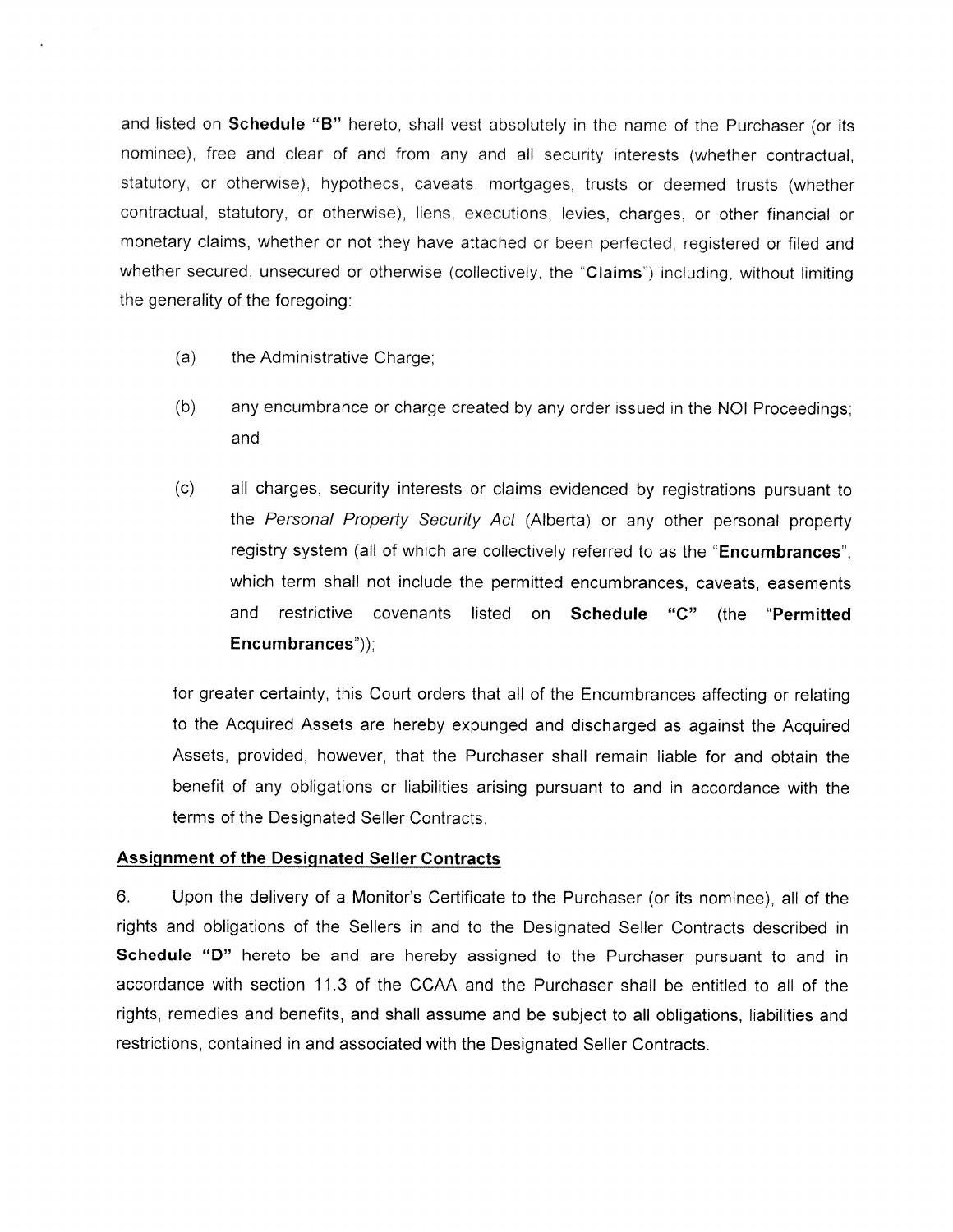and listed on **Schedule "B"** hereto, shall vest absolutely in the name of the Purchaser (or its nominee), free and clear of and from any and all security interests (whether contractual, statutory, or otherwise), hypothecs, caveats, mortgages, trusts or deemed trusts (whether contractual, statutory, or otherwise), liens, executions, levies, charges, or other financial or monetary claims, whether or not they have attached or been perfected, registered or filed and whether secured, unsecured or otherwise (collectively, the "**Claims**") including, without limiting the generality of the foregoing:

(a) the Administrative Charge;

(b) any encumbrance or charge created by any order issued in the NOI Proceedings; and

(c) all charges, security interests or claims evidenced by registrations pursuant to the *Personal Property Security Act* (Alberta) or any other personal property registry system (all of which are collectively referred to as the "**Encumbrances**", which term shall not include the permitted encumbrances, caveats, easements and restrictive covenants listed on **Schedule "C"** (the "**Permitted Encumbrances**"));

for greater certainty, this Court orders that all of the Encumbrances affecting or relating to the Acquired Assets are hereby expunged and discharged as against the Acquired Assets, provided, however, that the Purchaser shall remain liable for and obtain the benefit of any obligations or liabilities arising pursuant to and in accordance with the terms of the Designated Seller Contracts.

**Assignment of the Designated Seller Contracts**

6. Upon the delivery of a Monitor's Certificate to the Purchaser (or its nominee), all of the rights and obligations of the Sellers in and to the Designated Seller Contracts described in **Schedule "D"** hereto be and are hereby assigned to the Purchaser pursuant to and in accordance with section 11.3 of the CCAA and the Purchaser shall be entitled to all of the rights, remedies and benefits, and shall assume and be subject to all obligations, liabilities and restrictions, contained in and associated with the Designated Seller Contracts.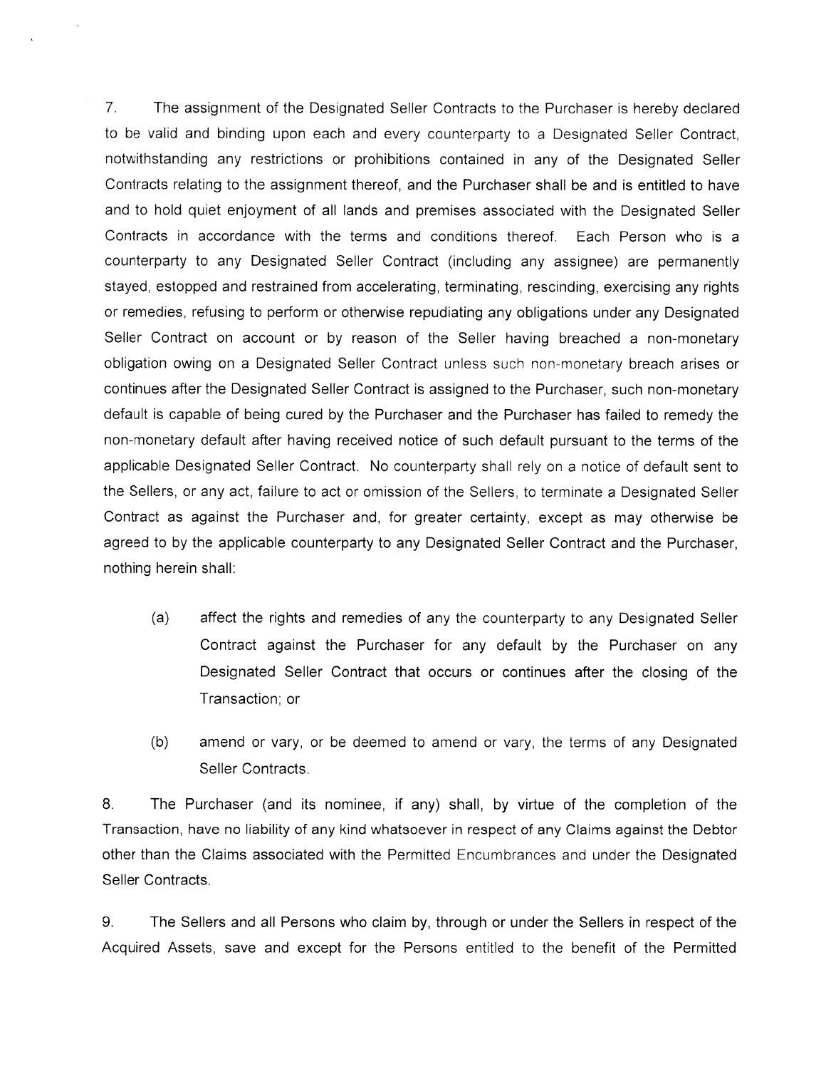7. The assignment of the Designated Seller Contracts to the Purchaser is hereby declared to be valid and binding upon each and every counterparty to a Designated Seller Contract, notwithstanding any restrictions or prohibitions contained in any of the Designated Seller Contracts relating to the assignment thereof, and the Purchaser shall be and is entitled to have and to hold quiet enjoyment of all lands and premises associated with the Designated Seller Contracts in accordance with the terms and conditions thereof. Each Person who is a counterparty to any Designated Seller Contract (including any assignee) are permanently stayed, estopped and restrained from accelerating, terminating, rescinding, exercising any rights or remedies, refusing to perform or otherwise repudiating any obligations under any Designated Seller Contract on account or by reason of the Seller having breached a non-monetary obligation owing on a Designated Seller Contract unless such non-monetary breach arises or continues after the Designated Seller Contract is assigned to the Purchaser, such non-monetary default is capable of being cured by the Purchaser and the Purchaser has failed to remedy the non-monetary default after having received notice of such default pursuant to the terms of the applicable Designated Seller Contract. No counterparty shall rely on a notice of default sent to the Sellers, or any act, failure to act or omission of the Sellers, to terminate a Designated Seller Contract as against the Purchaser and, for greater certainty, except as may otherwise be agreed to by the applicable counterparty to any Designated Seller Contract and the Purchaser, nothing herein shall:

(a) affect the rights and remedies of any the counterparty to any Designated Seller Contract against the Purchaser for any default by the Purchaser on any Designated Seller Contract that occurs or continues after the closing of the Transaction; or

(b) amend or vary, or be deemed to amend or vary, the terms of any Designated Seller Contracts.

8. The Purchaser (and its nominee, if any) shall, by virtue of the completion of the Transaction, have no liability of any kind whatsoever in respect of any Claims against the Debtor other than the Claims associated with the Permitted Encumbrances and under the Designated Seller Contracts.

9. The Sellers and all Persons who claim by, through or under the Sellers in respect of the Acquired Assets, save and except for the Persons entitled to the benefit of the Permitted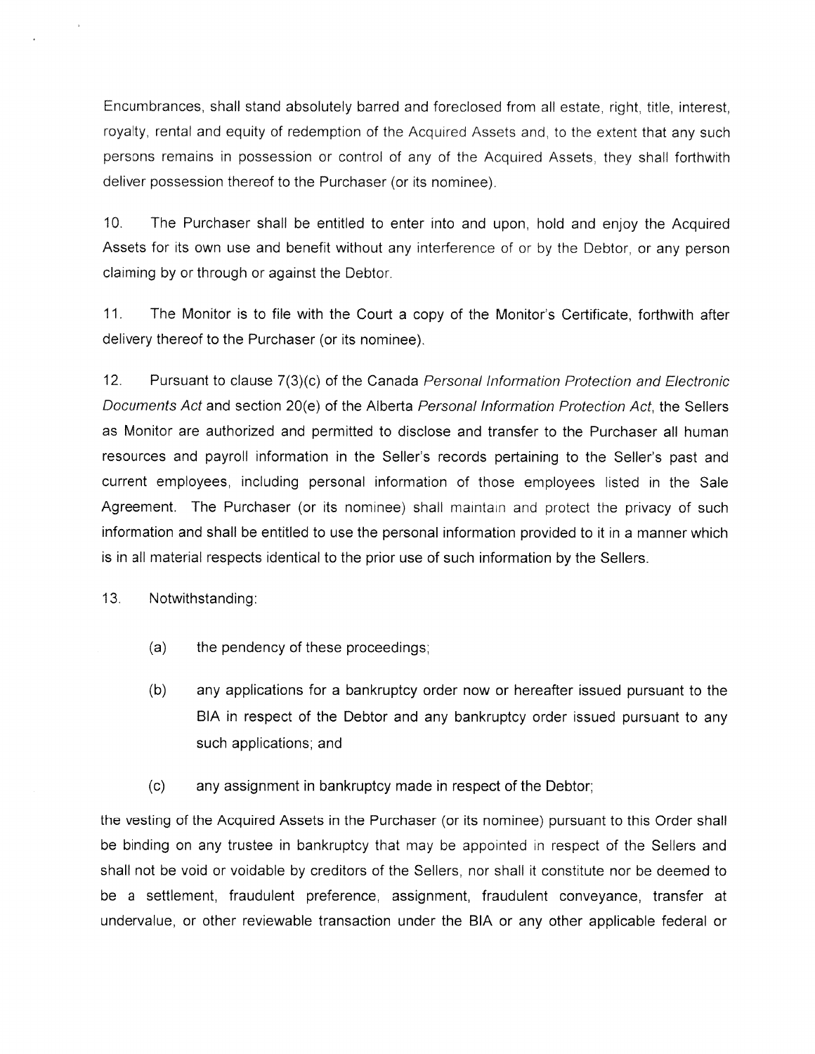Encumbrances, shall stand absolutely barred and foreclosed from all estate, right, title, interest, royalty, rental and equity of redemption of the Acquired Assets and, to the extent that any such persons remains in possession or control of any of the Acquired Assets, they shall forthwith deliver possession thereof to the Purchaser (or its nominee).

10. The Purchaser shall be entitled to enter into and upon, hold and enjoy the Acquired Assets for its own use and benefit without any interference of or by the Debtor, or any person claiming by or through or against the Debtor.

11. The Monitor is to file with the Court a copy of the Monitor's Certificate, forthwith after delivery thereof to the Purchaser (or its nominee).

12. Pursuant to clause 7(3)(c) of the Canada *Personal Information Protection and Electronic Documents Act* and section 20(e) of the Alberta *Personal Information Protection Act*, the Sellers as Monitor are authorized and permitted to disclose and transfer to the Purchaser all human resources and payroll information in the Seller's records pertaining to the Seller's past and current employees, including personal information of those employees listed in the Sale Agreement. The Purchaser (or its nominee) shall maintain and protect the privacy of such information and shall be entitled to use the personal information provided to it in a manner which is in all material respects identical to the prior use of such information by the Sellers.

13. Notwithstanding:

(a) the pendency of these proceedings;

(b) any applications for a bankruptcy order now or hereafter issued pursuant to the BIA in respect of the Debtor and any bankruptcy order issued pursuant to any such applications; and

(c) any assignment in bankruptcy made in respect of the Debtor;

the vesting of the Acquired Assets in the Purchaser (or its nominee) pursuant to this Order shall be binding on any trustee in bankruptcy that may be appointed in respect of the Sellers and shall not be void or voidable by creditors of the Sellers, nor shall it constitute nor be deemed to be a settlement, fraudulent preference, assignment, fraudulent conveyance, transfer at undervalue, or other reviewable transaction under the BIA or any other applicable federal or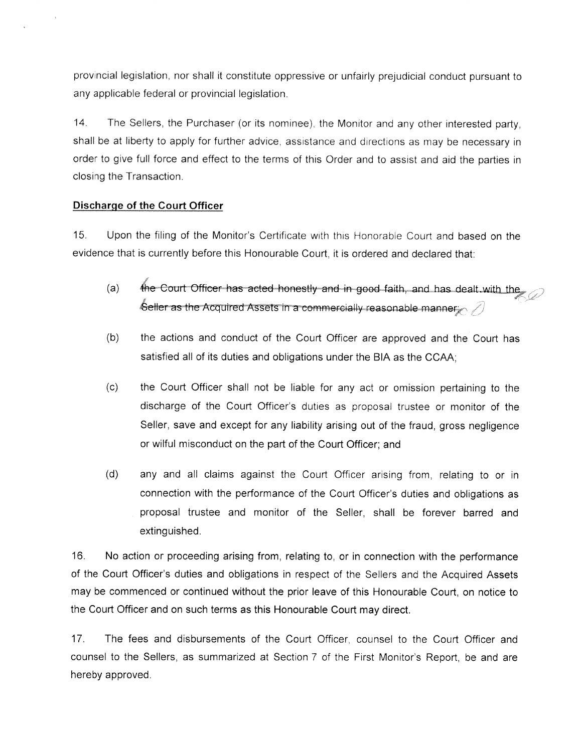provincial legislation, nor shall it constitute oppressive or unfairly prejudicial conduct pursuant to any applicable federal or provincial legislation.

14. The Sellers, the Purchaser (or its nominee), the Monitor and any other interested party, shall be at liberty to apply for further advice, assistance and directions as may be necessary in order to give full force and effect to the terms of this Order and to assist and aid the parties in closing the Transaction.

**Discharge of the Court Officer**

15. Upon the filing of the Monitor's Certificate with this Honorable Court and based on the evidence that is currently before this Honourable Court, it is ordered and declared that:

(a) ~~the Court Officer has acted honestly and in good faith, and has dealt with the Seller as the Acquired Assets in a commercially reasonable manner;~~

(b) the actions and conduct of the Court Officer are approved and the Court has satisfied all of its duties and obligations under the BIA as the CCAA;

(c) the Court Officer shall not be liable for any act or omission pertaining to the discharge of the Court Officer's duties as proposal trustee or monitor of the Seller, save and except for any liability arising out of the fraud, gross negligence or wilful misconduct on the part of the Court Officer; and

(d) any and all claims against the Court Officer arising from, relating to or in connection with the performance of the Court Officer's duties and obligations as proposal trustee and monitor of the Seller, shall be forever barred and extinguished.

16. No action or proceeding arising from, relating to, or in connection with the performance of the Court Officer's duties and obligations in respect of the Sellers and the Acquired Assets may be commenced or continued without the prior leave of this Honourable Court, on notice to the Court Officer and on such terms as this Honourable Court may direct.

17. The fees and disbursements of the Court Officer, counsel to the Court Officer and counsel to the Sellers, as summarized at Section 7 of the First Monitor's Report, be and are hereby approved.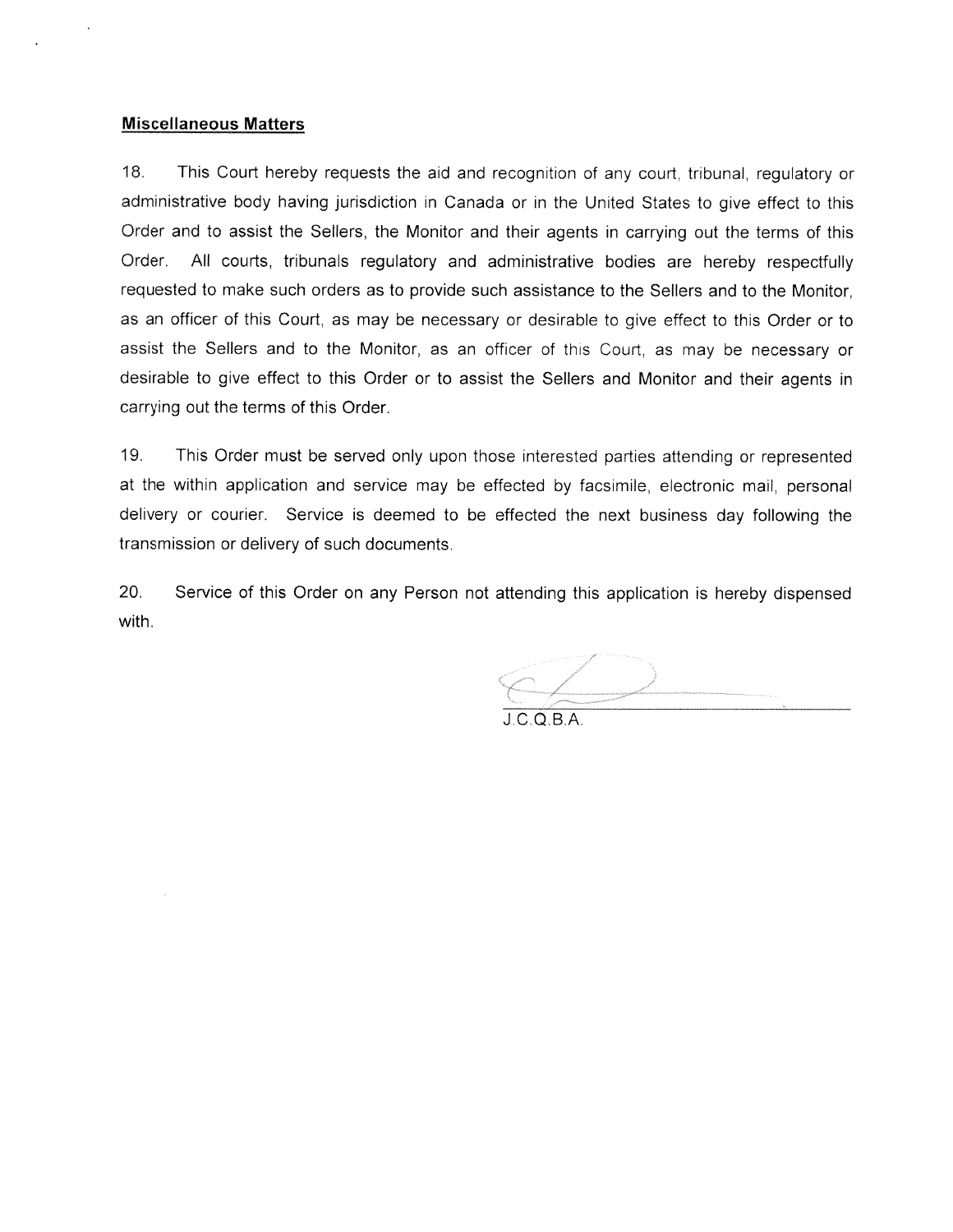**Miscellaneous Matters**

18. This Court hereby requests the aid and recognition of any court, tribunal, regulatory or administrative body having jurisdiction in Canada or in the United States to give effect to this Order and to assist the Sellers, the Monitor and their agents in carrying out the terms of this Order. All courts, tribunals regulatory and administrative bodies are hereby respectfully requested to make such orders as to provide such assistance to the Sellers and to the Monitor, as an officer of this Court, as may be necessary or desirable to give effect to this Order or to assist the Sellers and to the Monitor, as an officer of this Court, as may be necessary or desirable to give effect to this Order or to assist the Sellers and Monitor and their agents in carrying out the terms of this Order.

19. This Order must be served only upon those interested parties attending or represented at the within application and service may be effected by facsimile, electronic mail, personal delivery or courier. Service is deemed to be effected the next business day following the transmission or delivery of such documents.

20. Service of this Order on any Person not attending this application is hereby dispensed with.

J.C.Q.B.A.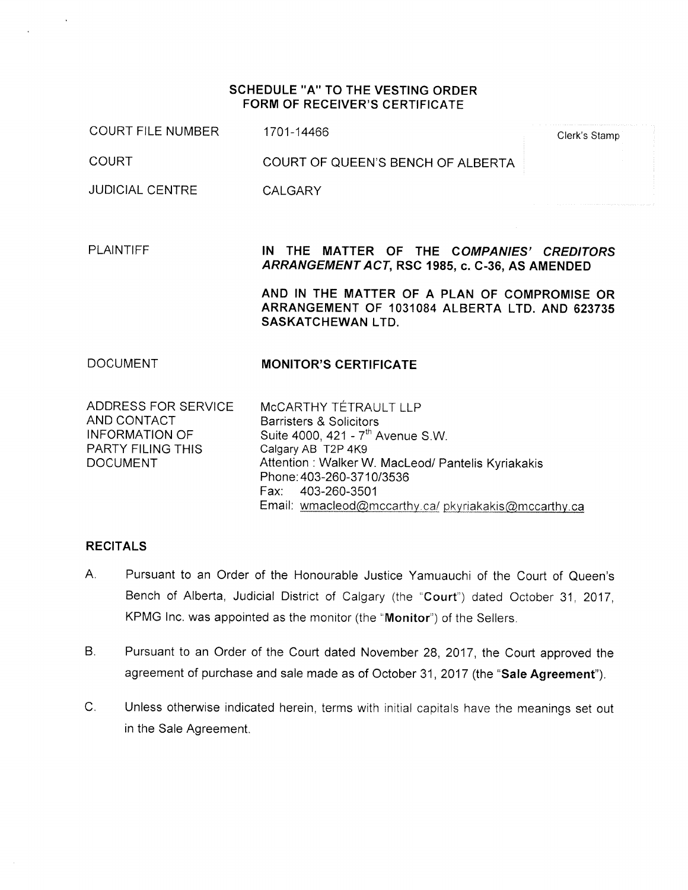## SCHEDULE "A" TO THE VESTING ORDER
## FORM OF RECEIVER'S CERTIFICATE

| | | |
|---|---|---|
| COURT FILE NUMBER | 1701-14466 | Clerk's Stamp |
| COURT | COURT OF QUEEN'S BENCH OF ALBERTA | |
| JUDICIAL CENTRE | CALGARY | |

PLAINTIFF

**IN THE MATTER OF THE *COMPANIES' CREDITORS ARRANGEMENT ACT*, RSC 1985, c. C-36, AS AMENDED**

**AND IN THE MATTER OF A PLAN OF COMPROMISE OR ARRANGEMENT OF 1031084 ALBERTA LTD. AND 623735 SASKATCHEWAN LTD.**

DOCUMENT **MONITOR'S CERTIFICATE**

ADDRESS FOR SERVICE AND CONTACT INFORMATION OF PARTY FILING THIS DOCUMENT

McCARTHY TÉTRAULT LLP
Barristers & Solicitors
Suite 4000, 421 - 7th Avenue S.W.
Calgary AB T2P 4K9
Attention : Walker W. MacLeod/ Pantelis Kyriakakis
Phone: 403-260-3710/3536
Fax: 403-260-3501
Email: wmacleod@mccarthy.ca/ pkyriakakis@mccarthy.ca

### RECITALS

A. Pursuant to an Order of the Honourable Justice Yamuauchi of the Court of Queen's Bench of Alberta, Judicial District of Calgary (the "**Court**") dated October 31, 2017, KPMG Inc. was appointed as the monitor (the "**Monitor**") of the Sellers.

B. Pursuant to an Order of the Court dated November 28, 2017, the Court approved the agreement of purchase and sale made as of October 31, 2017 (the "**Sale Agreement**").

C. Unless otherwise indicated herein, terms with initial capitals have the meanings set out in the Sale Agreement.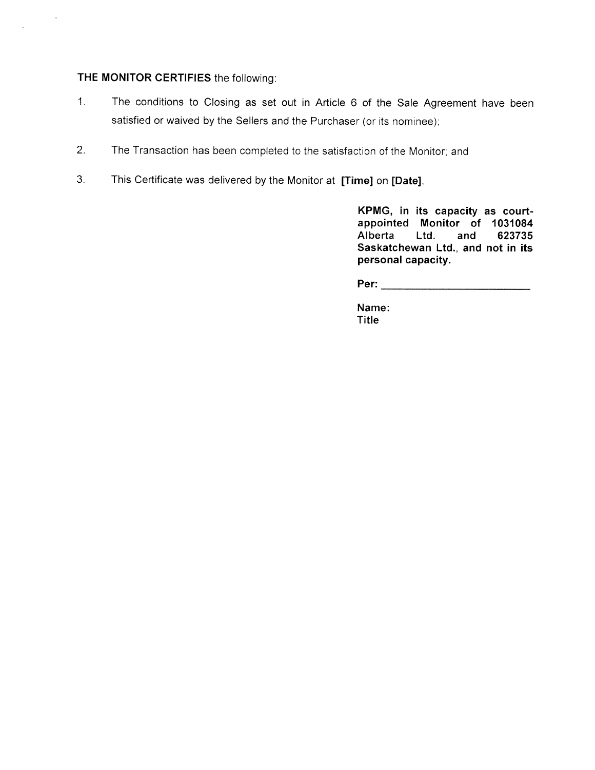**THE MONITOR CERTIFIES** the following:

1. The conditions to Closing as set out in Article 6 of the Sale Agreement have been satisfied or waived by the Sellers and the Purchaser (or its nominee);

2. The Transaction has been completed to the satisfaction of the Monitor; and

3. This Certificate was delivered by the Monitor at **[Time]** on **[Date]**.

**KPMG, in its capacity as court-appointed Monitor of 1031084 Alberta Ltd. and 623735 Saskatchewan Ltd., and not in its personal capacity.**

**Per:** ___________________________

**Name:**
**Title**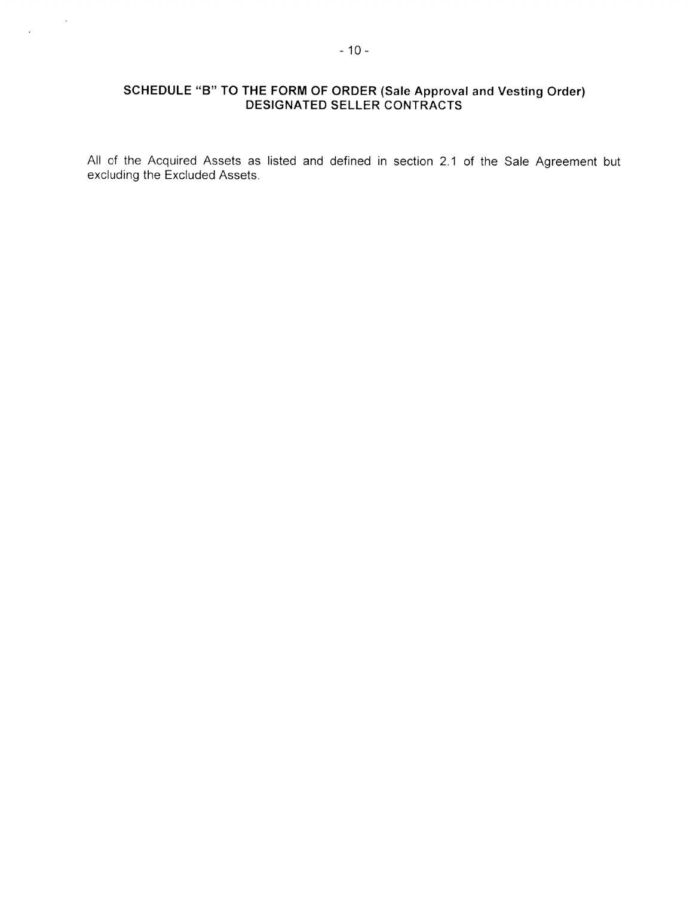## SCHEDULE "B" TO THE FORM OF ORDER (Sale Approval and Vesting Order) DESIGNATED SELLER CONTRACTS

All of the Acquired Assets as listed and defined in section 2.1 of the Sale Agreement but excluding the Excluded Assets.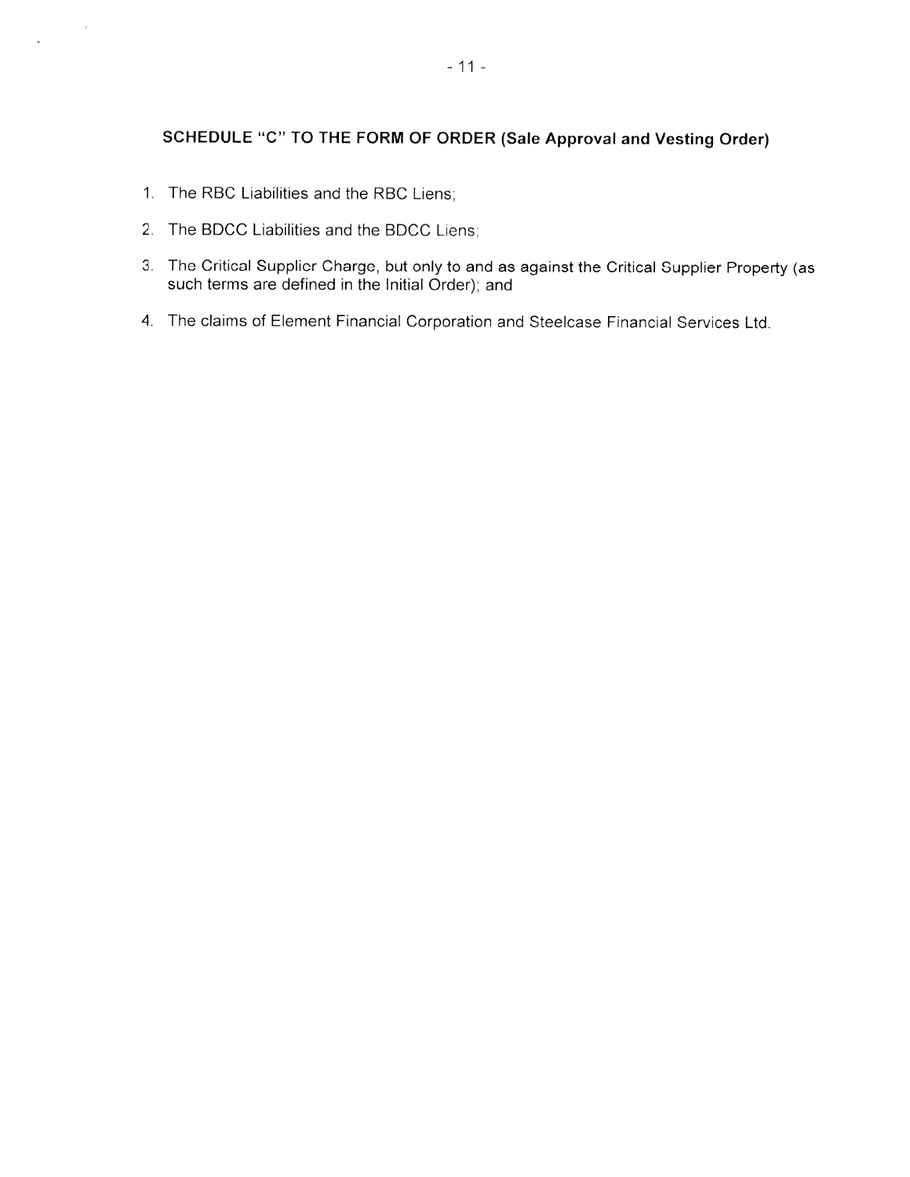## SCHEDULE "C" TO THE FORM OF ORDER (Sale Approval and Vesting Order)

1. The RBC Liabilities and the RBC Liens;
2. The BDCC Liabilities and the BDCC Liens;
3. The Critical Supplier Charge, but only to and as against the Critical Supplier Property (as such terms are defined in the Initial Order); and
4. The claims of Element Financial Corporation and Steelcase Financial Services Ltd.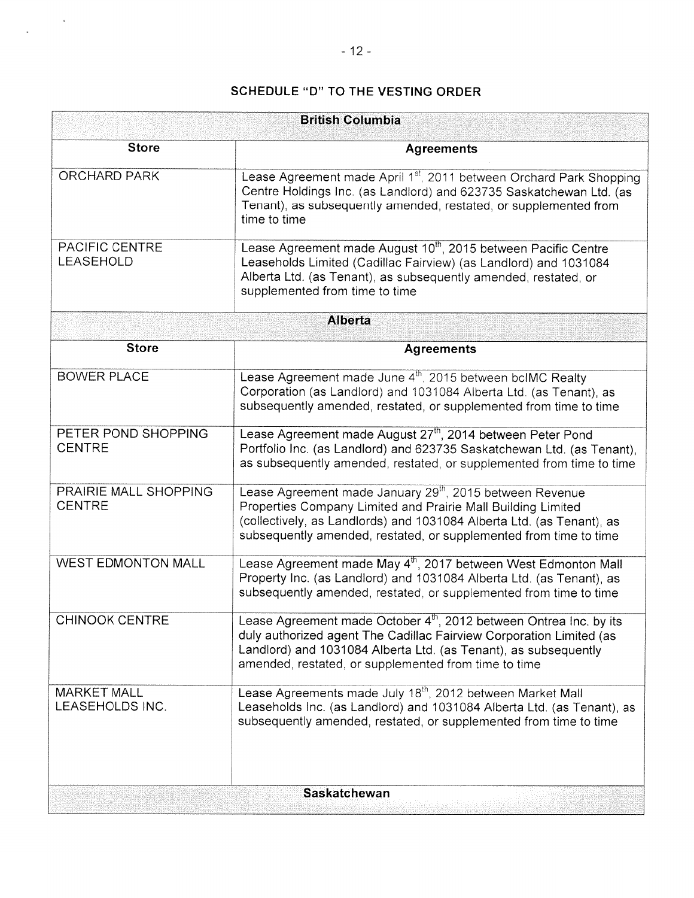## SCHEDULE "D" TO THE VESTING ORDER

| **British Columbia** | |
|---|---|
| **Store** | **Agreements** |
| ORCHARD PARK | Lease Agreement made April 1st, 2011 between Orchard Park Shopping Centre Holdings Inc. (as Landlord) and 623735 Saskatchewan Ltd. (as Tenant), as subsequently amended, restated, or supplemented from time to time |
| PACIFIC CENTRE LEASEHOLD | Lease Agreement made August 10th, 2015 between Pacific Centre Leaseholds Limited (Cadillac Fairview) (as Landlord) and 1031084 Alberta Ltd. (as Tenant), as subsequently amended, restated, or supplemented from time to time |
| **Alberta** | |
| **Store** | **Agreements** |
| BOWER PLACE | Lease Agreement made June 4th, 2015 between bcIMC Realty Corporation (as Landlord) and 1031084 Alberta Ltd. (as Tenant), as subsequently amended, restated, or supplemented from time to time |
| PETER POND SHOPPING CENTRE | Lease Agreement made August 27th, 2014 between Peter Pond Portfolio Inc. (as Landlord) and 623735 Saskatchewan Ltd. (as Tenant), as subsequently amended, restated, or supplemented from time to time |
| PRAIRIE MALL SHOPPING CENTRE | Lease Agreement made January 29th, 2015 between Revenue Properties Company Limited and Prairie Mall Building Limited (collectively, as Landlords) and 1031084 Alberta Ltd. (as Tenant), as subsequently amended, restated, or supplemented from time to time |
| WEST EDMONTON MALL | Lease Agreement made May 4th, 2017 between West Edmonton Mall Property Inc. (as Landlord) and 1031084 Alberta Ltd. (as Tenant), as subsequently amended, restated, or supplemented from time to time |
| CHINOOK CENTRE | Lease Agreement made October 4th, 2012 between Ontrea Inc. by its duly authorized agent The Cadillac Fairview Corporation Limited (as Landlord) and 1031084 Alberta Ltd. (as Tenant), as subsequently amended, restated, or supplemented from time to time |
| MARKET MALL LEASEHOLDS INC. | Lease Agreements made July 18th, 2012 between Market Mall Leaseholds Inc. (as Landlord) and 1031084 Alberta Ltd. (as Tenant), as subsequently amended, restated, or supplemented from time to time |
| **Saskatchewan** | |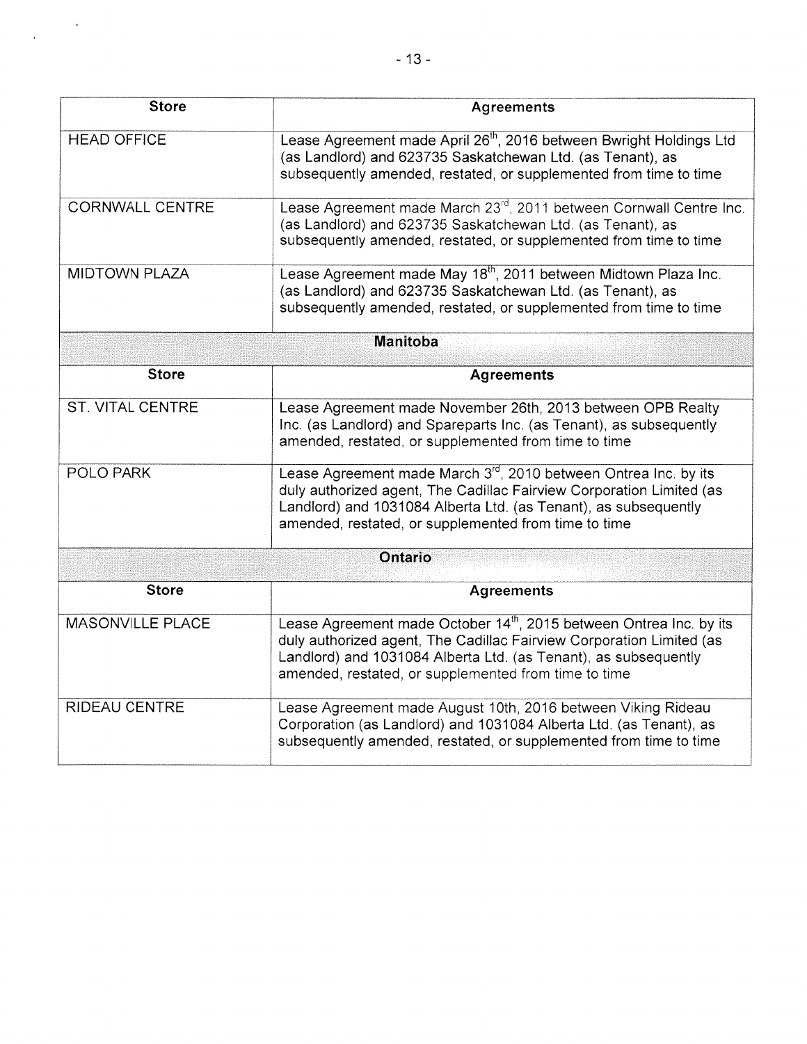| Store | Agreements |
|---|---|
| HEAD OFFICE | Lease Agreement made April 26th, 2016 between Bwright Holdings Ltd (as Landlord) and 623735 Saskatchewan Ltd. (as Tenant), as subsequently amended, restated, or supplemented from time to time |
| CORNWALL CENTRE | Lease Agreement made March 23rd, 2011 between Cornwall Centre Inc. (as Landlord) and 623735 Saskatchewan Ltd. (as Tenant), as subsequently amended, restated, or supplemented from time to time |
| MIDTOWN PLAZA | Lease Agreement made May 18th, 2011 between Midtown Plaza Inc. (as Landlord) and 623735 Saskatchewan Ltd. (as Tenant), as subsequently amended, restated, or supplemented from time to time |
| **Manitoba** | |
| **Store** | **Agreements** |
| ST. VITAL CENTRE | Lease Agreement made November 26th, 2013 between OPB Realty Inc. (as Landlord) and Spareparts Inc. (as Tenant), as subsequently amended, restated, or supplemented from time to time |
| POLO PARK | Lease Agreement made March 3rd, 2010 between Ontrea Inc. by its duly authorized agent, The Cadillac Fairview Corporation Limited (as Landlord) and 1031084 Alberta Ltd. (as Tenant), as subsequently amended, restated, or supplemented from time to time |
| **Ontario** | |
| **Store** | **Agreements** |
| MASONVILLE PLACE | Lease Agreement made October 14th, 2015 between Ontrea Inc. by its duly authorized agent, The Cadillac Fairview Corporation Limited (as Landlord) and 1031084 Alberta Ltd. (as Tenant), as subsequently amended, restated, or supplemented from time to time |
| RIDEAU CENTRE | Lease Agreement made August 10th, 2016 between Viking Rideau Corporation (as Landlord) and 1031084 Alberta Ltd. (as Tenant), as subsequently amended, restated, or supplemented from time to time |